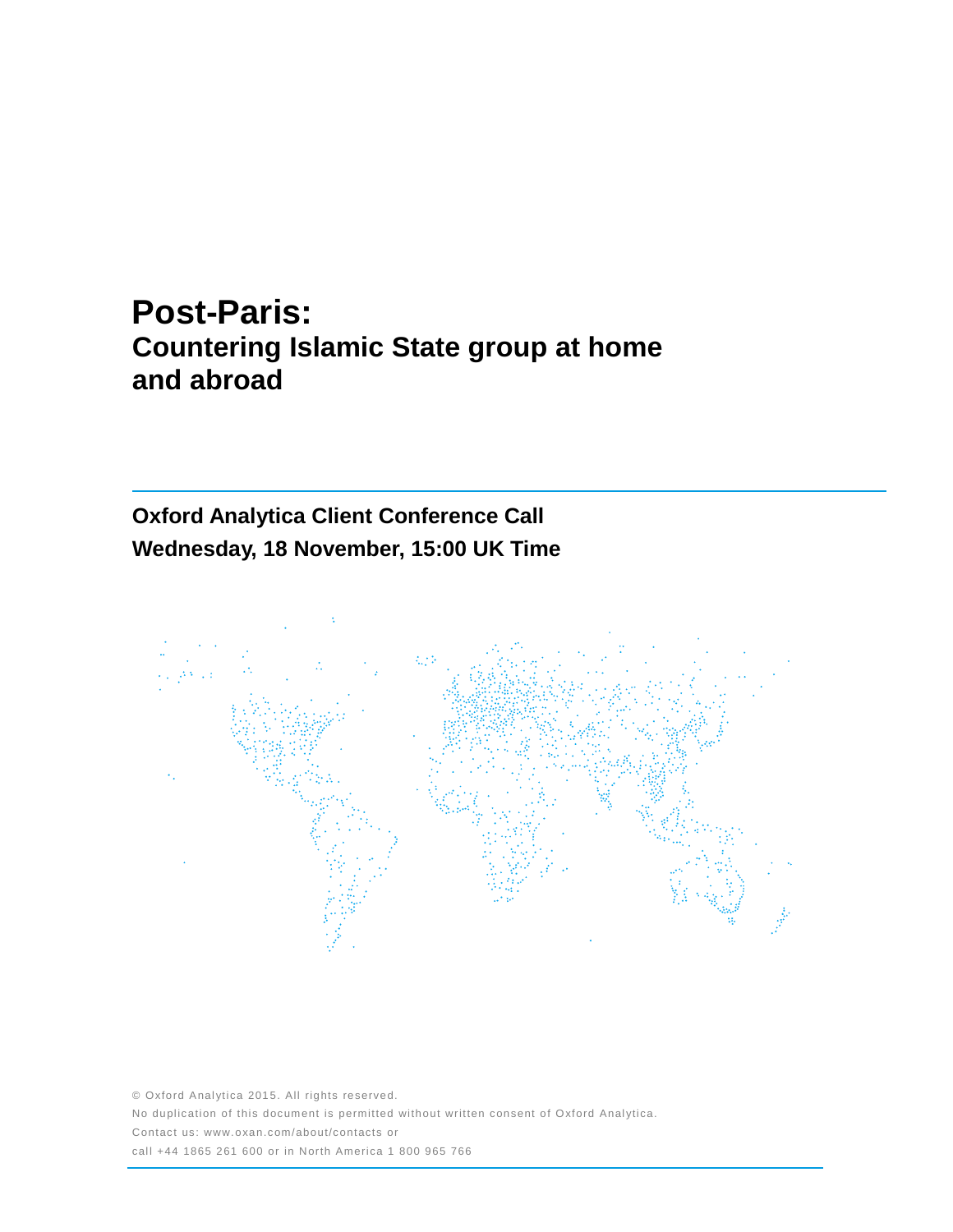# Post-Paris:
## Countering Islamic State group at home and abroad

**Oxford Analytica Client Conference Call**
**Wednesday, 18 November, 15:00 UK Time**

© Oxford Analytica 2015. All rights reserved.
No duplication of this document is permitted without written consent of Oxford Analytica.
Contact us: www.oxan.com/about/contacts or
call +44 1865 261 600 or in North America 1 800 965 766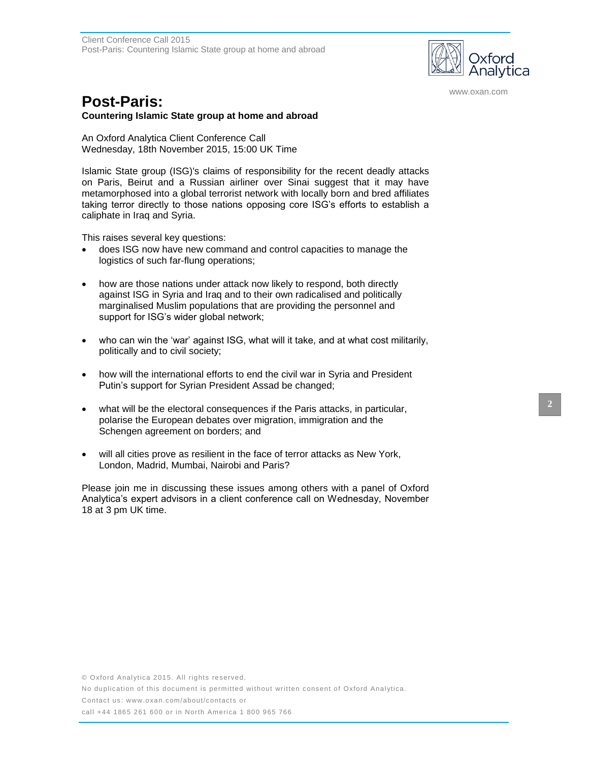# Post-Paris:

**Countering Islamic State group at home and abroad**

An Oxford Analytica Client Conference Call
Wednesday, 18th November 2015, 15:00 UK Time

Islamic State group (ISG)'s claims of responsibility for the recent deadly attacks on Paris, Beirut and a Russian airliner over Sinai suggest that it may have metamorphosed into a global terrorist network with locally born and bred affiliates taking terror directly to those nations opposing core ISG's efforts to establish a caliphate in Iraq and Syria.

This raises several key questions:

- does ISG now have new command and control capacities to manage the logistics of such far-flung operations;
- how are those nations under attack now likely to respond, both directly against ISG in Syria and Iraq and to their own radicalised and politically marginalised Muslim populations that are providing the personnel and support for ISG's wider global network;
- who can win the 'war' against ISG, what will it take, and at what cost militarily, politically and to civil society;
- how will the international efforts to end the civil war in Syria and President Putin's support for Syrian President Assad be changed;
- what will be the electoral consequences if the Paris attacks, in particular, polarise the European debates over migration, immigration and the Schengen agreement on borders; and
- will all cities prove as resilient in the face of terror attacks as New York, London, Madrid, Mumbai, Nairobi and Paris?

Please join me in discussing these issues among others with a panel of Oxford Analytica's expert advisors in a client conference call on Wednesday, November 18 at 3 pm UK time.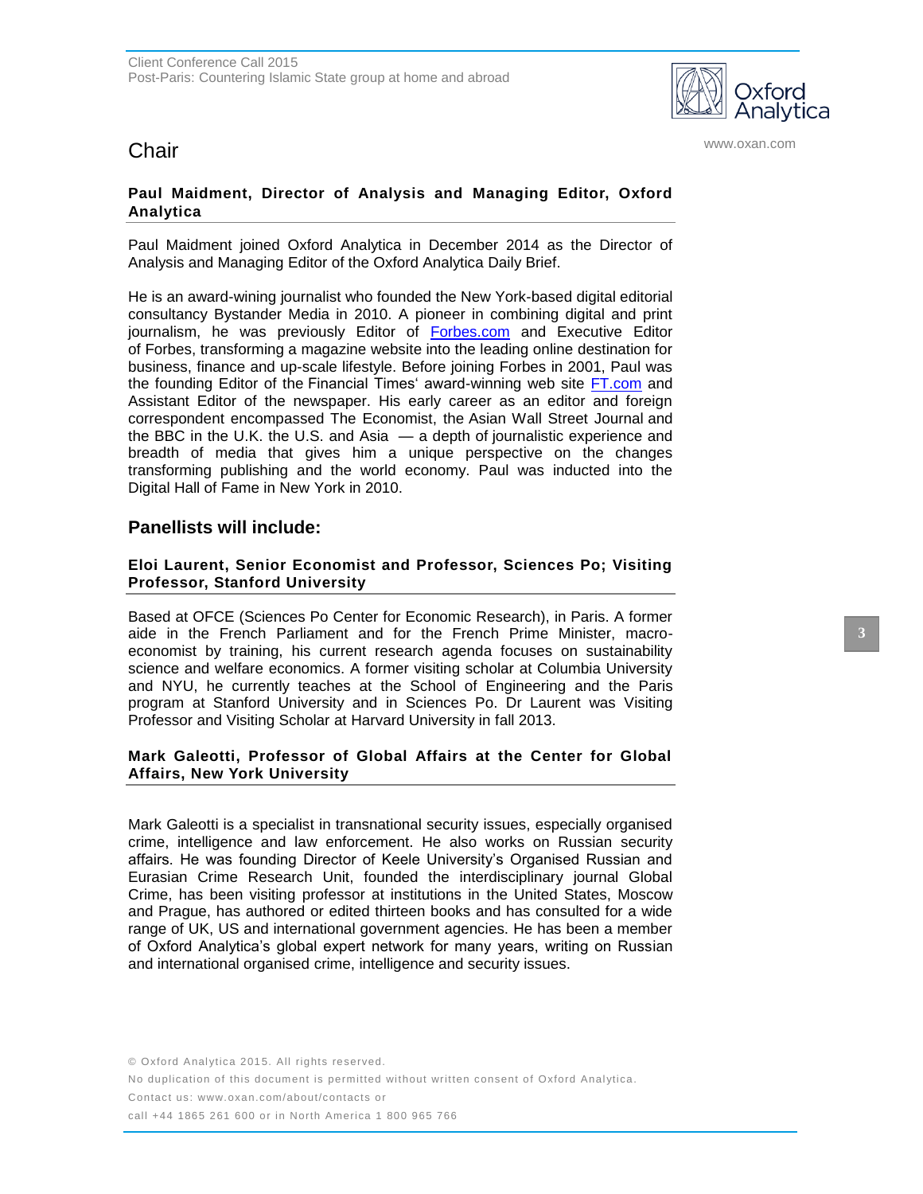## Chair

**Paul Maidment, Director of Analysis and Managing Editor, Oxford Analytica**

Paul Maidment joined Oxford Analytica in December 2014 as the Director of Analysis and Managing Editor of the Oxford Analytica Daily Brief.

He is an award-wining journalist who founded the New York-based digital editorial consultancy Bystander Media in 2010. A pioneer in combining digital and print journalism, he was previously Editor of [Forbes.com](http://Forbes.com) and Executive Editor of Forbes, transforming a magazine website into the leading online destination for business, finance and up-scale lifestyle. Before joining Forbes in 2001, Paul was the founding Editor of the Financial Times' award-winning web site [FT.com](http://FT.com) and Assistant Editor of the newspaper. His early career as an editor and foreign correspondent encompassed The Economist, the Asian Wall Street Journal and the BBC in the U.K. the U.S. and Asia — a depth of journalistic experience and breadth of media that gives him a unique perspective on the changes transforming publishing and the world economy. Paul was inducted into the Digital Hall of Fame in New York in 2010.

## Panellists will include:

**Eloi Laurent, Senior Economist and Professor, Sciences Po; Visiting Professor, Stanford University**

Based at OFCE (Sciences Po Center for Economic Research), in Paris. A former aide in the French Parliament and for the French Prime Minister, macro-economist by training, his current research agenda focuses on sustainability science and welfare economics. A former visiting scholar at Columbia University and NYU, he currently teaches at the School of Engineering and the Paris program at Stanford University and in Sciences Po. Dr Laurent was Visiting Professor and Visiting Scholar at Harvard University in fall 2013.

**Mark Galeotti, Professor of Global Affairs at the Center for Global Affairs, New York University**

Mark Galeotti is a specialist in transnational security issues, especially organised crime, intelligence and law enforcement. He also works on Russian security affairs. He was founding Director of Keele University's Organised Russian and Eurasian Crime Research Unit, founded the interdisciplinary journal Global Crime, has been visiting professor at institutions in the United States, Moscow and Prague, has authored or edited thirteen books and has consulted for a wide range of UK, US and international government agencies. He has been a member of Oxford Analytica's global expert network for many years, writing on Russian and international organised crime, intelligence and security issues.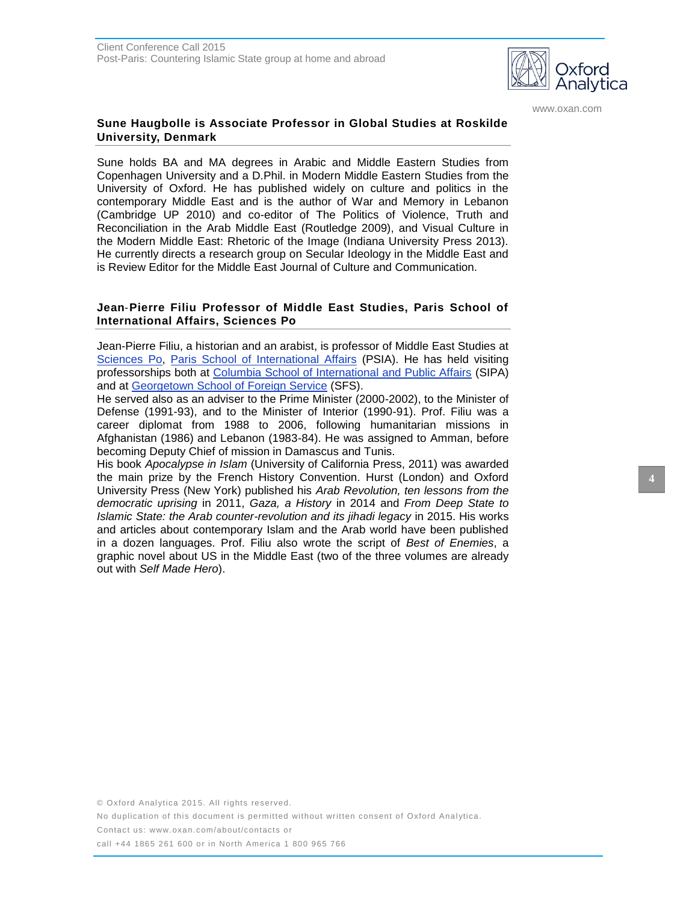**Sune Haugbolle is Associate Professor in Global Studies at Roskilde University, Denmark**

Sune holds BA and MA degrees in Arabic and Middle Eastern Studies from Copenhagen University and a D.Phil. in Modern Middle Eastern Studies from the University of Oxford. He has published widely on culture and politics in the contemporary Middle East and is the author of War and Memory in Lebanon (Cambridge UP 2010) and co-editor of The Politics of Violence, Truth and Reconciliation in the Arab Middle East (Routledge 2009), and Visual Culture in the Modern Middle East: Rhetoric of the Image (Indiana University Press 2013). He currently directs a research group on Secular Ideology in the Middle East and is Review Editor for the Middle East Journal of Culture and Communication.

**Jean-Pierre Filiu Professor of Middle East Studies, Paris School of International Affairs, Sciences Po**

Jean-Pierre Filiu, a historian and an arabist, is professor of Middle East Studies at Sciences Po, Paris School of International Affairs (PSIA). He has held visiting professorships both at Columbia School of International and Public Affairs (SIPA) and at Georgetown School of Foreign Service (SFS).
He served also as an adviser to the Prime Minister (2000-2002), to the Minister of Defense (1991-93), and to the Minister of Interior (1990-91). Prof. Filiu was a career diplomat from 1988 to 2006, following humanitarian missions in Afghanistan (1986) and Lebanon (1983-84). He was assigned to Amman, before becoming Deputy Chief of mission in Damascus and Tunis.
His book *Apocalypse in Islam* (University of California Press, 2011) was awarded the main prize by the French History Convention. Hurst (London) and Oxford University Press (New York) published his *Arab Revolution, ten lessons from the democratic uprising* in 2011, *Gaza, a History* in 2014 and *From Deep State to Islamic State: the Arab counter-revolution and its jihadi legacy* in 2015. His works and articles about contemporary Islam and the Arab world have been published in a dozen languages. Prof. Filiu also wrote the script of *Best of Enemies*, a graphic novel about US in the Middle East (two of the three volumes are already out with *Self Made Hero*).